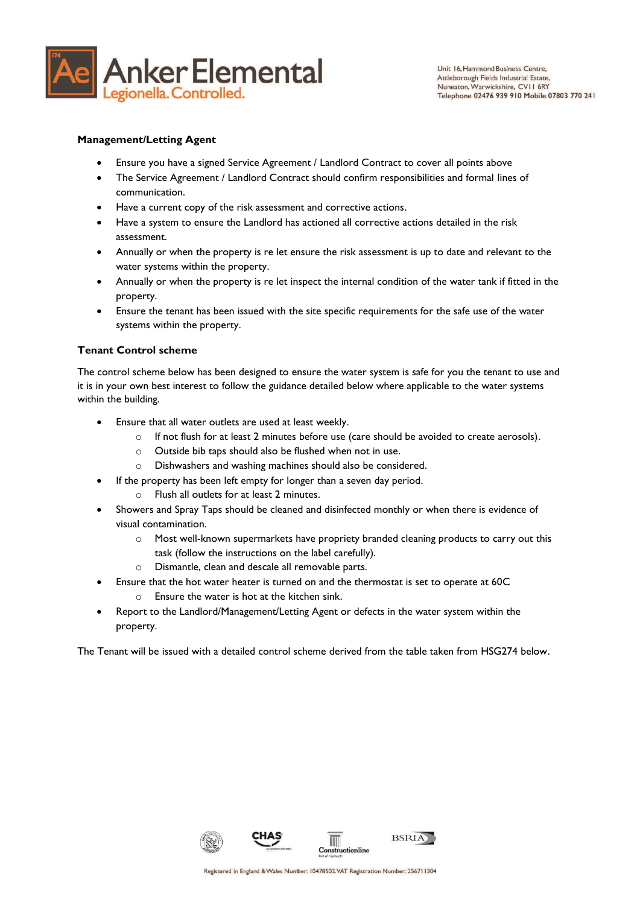**Management/Letting Agent**

- Ensure you have a signed Service Agreement / Landlord Contract to cover all points above
- The Service Agreement / Landlord Contract should confirm responsibilities and formal lines of communication.
- Have a current copy of the risk assessment and corrective actions.
- Have a system to ensure the Landlord has actioned all corrective actions detailed in the risk assessment.
- Annually or when the property is re let ensure the risk assessment is up to date and relevant to the water systems within the property.
- Annually or when the property is re let inspect the internal condition of the water tank if fitted in the property.
- Ensure the tenant has been issued with the site specific requirements for the safe use of the water systems within the property.

**Tenant Control scheme**

The control scheme below has been designed to ensure the water system is safe for you the tenant to use and it is in your own best interest to follow the guidance detailed below where applicable to the water systems within the building.

- Ensure that all water outlets are used at least weekly.
    - If not flush for at least 2 minutes before use (care should be avoided to create aerosols).
    - Outside bib taps should also be flushed when not in use.
    - Dishwashers and washing machines should also be considered.
- If the property has been left empty for longer than a seven day period.
    - Flush all outlets for at least 2 minutes.
- Showers and Spray Taps should be cleaned and disinfected monthly or when there is evidence of visual contamination.
    - Most well-known supermarkets have propriety branded cleaning products to carry out this task (follow the instructions on the label carefully).
    - Dismantle, clean and descale all removable parts.
- Ensure that the hot water heater is turned on and the thermostat is set to operate at 60C
    - Ensure the water is hot at the kitchen sink.
- Report to the Landlord/Management/Letting Agent or defects in the water system within the property.

The Tenant will be issued with a detailed control scheme derived from the table taken from HSG274 below.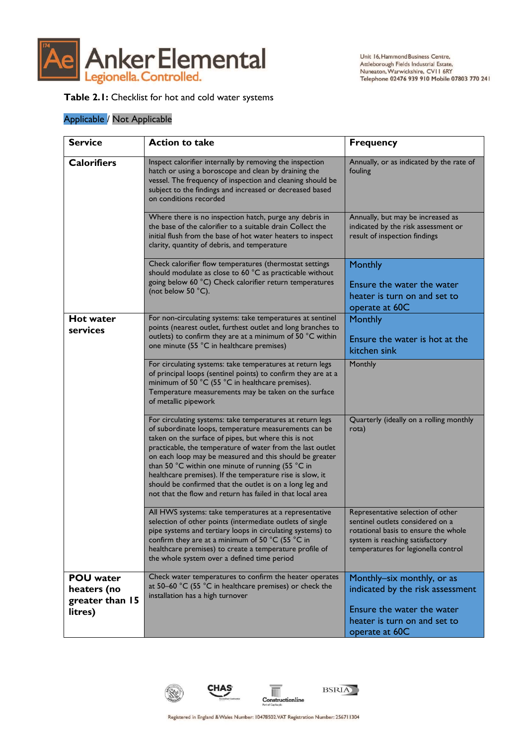**Table 2.1:** Checklist for hot and cold water systems

Applicable / Not Applicable

| Service | Action to take | Frequency |
|---|---|---|
| **Calorifiers** | Inspect calorifier internally by removing the inspection hatch or using a boroscope and clean by draining the vessel. The frequency of inspection and cleaning should be subject to the findings and increased or decreased based on conditions recorded | Annually, or as indicated by the rate of fouling |
| | Where there is no inspection hatch, purge any debris in the base of the calorifier to a suitable drain Collect the initial flush from the base of hot water heaters to inspect clarity, quantity of debris, and temperature | Annually, but may be increased as indicated by the risk assessment or result of inspection findings |
| | Check calorifier flow temperatures (thermostat settings should modulate as close to 60 °C as practicable without going below 60 °C) Check calorifier return temperatures (not below 50 °C). | Monthly<br><br>Ensure the water the water heater is turn on and set to operate at 60C |
| **Hot water services** | For non-circulating systems: take temperatures at sentinel points (nearest outlet, furthest outlet and long branches to outlets) to confirm they are at a minimum of 50 °C within one minute (55 °C in healthcare premises) | Monthly<br><br>Ensure the water is hot at the kitchen sink |
| | For circulating systems: take temperatures at return legs of principal loops (sentinel points) to confirm they are at a minimum of 50 °C (55 °C in healthcare premises). Temperature measurements may be taken on the surface of metallic pipework | Monthly |
| | For circulating systems: take temperatures at return legs of subordinate loops, temperature measurements can be taken on the surface of pipes, but where this is not practicable, the temperature of water from the last outlet on each loop may be measured and this should be greater than 50 °C within one minute of running (55 °C in healthcare premises). If the temperature rise is slow, it should be confirmed that the outlet is on a long leg and not that the flow and return has failed in that local area | Quarterly (ideally on a rolling monthly rota) |
| | All HWS systems: take temperatures at a representative selection of other points (intermediate outlets of single pipe systems and tertiary loops in circulating systems) to confirm they are at a minimum of 50 °C (55 °C in healthcare premises) to create a temperature profile of the whole system over a defined time period | Representative selection of other sentinel outlets considered on a rotational basis to ensure the whole system is reaching satisfactory temperatures for legionella control |
| **POU water heaters (no greater than 15 litres)** | Check water temperatures to confirm the heater operates at 50–60 °C (55 °C in healthcare premises) or check the installation has a high turnover | Monthly–six monthly, or as indicated by the risk assessment<br><br>Ensure the water the water heater is turn on and set to operate at 60C |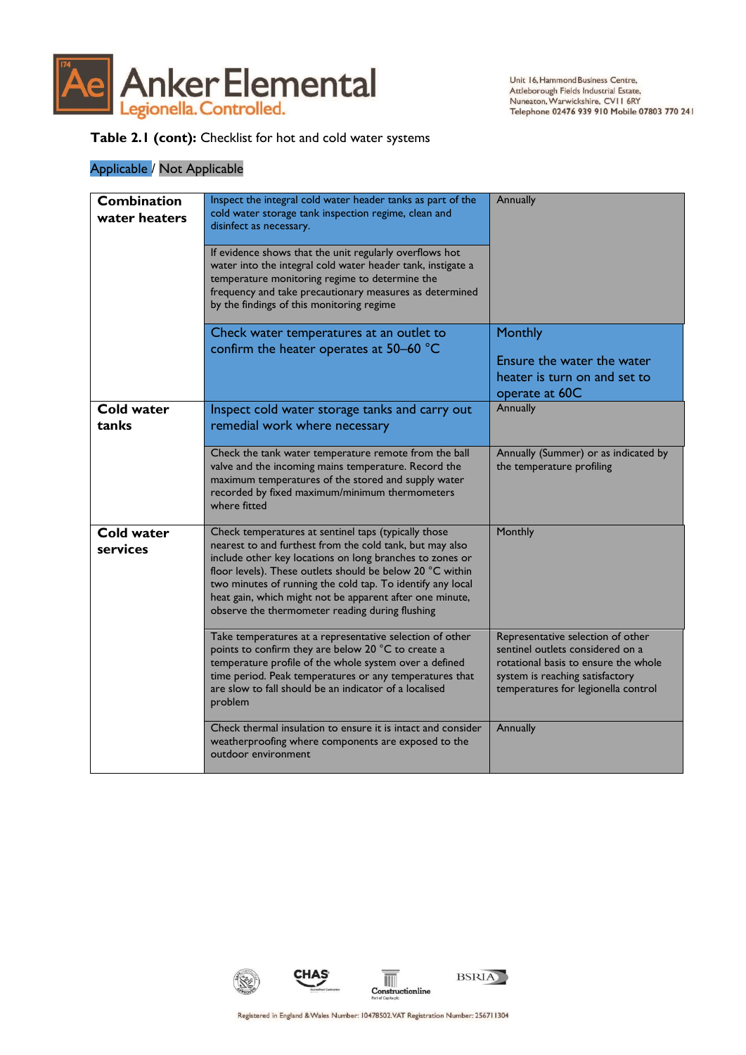**Table 2.1 (cont):** Checklist for hot and cold water systems

Applicable / Not Applicable

| | | |
|---|---|---|
| **Combination water heaters** | Inspect the integral cold water header tanks as part of the cold water storage tank inspection regime, clean and disinfect as necessary. | Annually |
| | If evidence shows that the unit regularly overflows hot water into the integral cold water header tank, instigate a temperature monitoring regime to determine the frequency and take precautionary measures as determined by the findings of this monitoring regime | |
| | Check water temperatures at an outlet to confirm the heater operates at 50–60 °C | Monthly<br><br>Ensure the water the water heater is turn on and set to operate at 60C |
| **Cold water tanks** | Inspect cold water storage tanks and carry out remedial work where necessary | Annually |
| | Check the tank water temperature remote from the ball valve and the incoming mains temperature. Record the maximum temperatures of the stored and supply water recorded by fixed maximum/minimum thermometers where fitted | Annually (Summer) or as indicated by the temperature profiling |
| **Cold water services** | Check temperatures at sentinel taps (typically those nearest to and furthest from the cold tank, but may also include other key locations on long branches to zones or floor levels). These outlets should be below 20 °C within two minutes of running the cold tap. To identify any local heat gain, which might not be apparent after one minute, observe the thermometer reading during flushing | Monthly |
| | Take temperatures at a representative selection of other points to confirm they are below 20 °C to create a temperature profile of the whole system over a defined time period. Peak temperatures or any temperatures that are slow to fall should be an indicator of a localised problem | Representative selection of other sentinel outlets considered on a rotational basis to ensure the whole system is reaching satisfactory temperatures for legionella control |
| | Check thermal insulation to ensure it is intact and consider weatherproofing where components are exposed to the outdoor environment | Annually |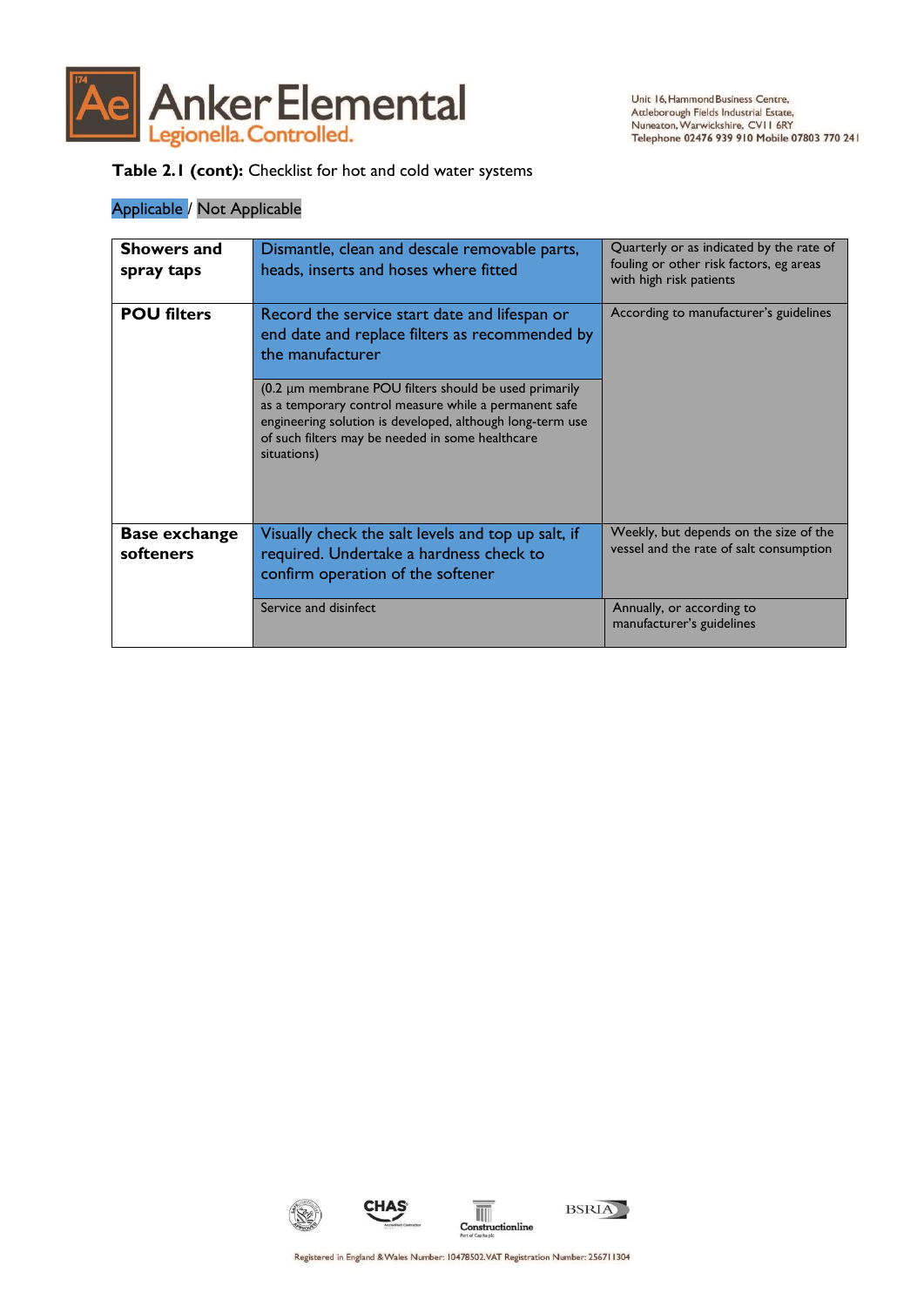**Table 2.1 (cont):** Checklist for hot and cold water systems

Applicable / Not Applicable

| | | |
|---|---|---|
| **Showers and spray taps** | Dismantle, clean and descale removable parts, heads, inserts and hoses where fitted | Quarterly or as indicated by the rate of fouling or other risk factors, eg areas with high risk patients |
| **POU filters** | Record the service start date and lifespan or end date and replace filters as recommended by the manufacturer<br><br>(0.2 µm membrane POU filters should be used primarily as a temporary control measure while a permanent safe engineering solution is developed, although long-term use of such filters may be needed in some healthcare situations) | According to manufacturer's guidelines |
| **Base exchange softeners** | Visually check the salt levels and top up salt, if required. Undertake a hardness check to confirm operation of the softener | Weekly, but depends on the size of the vessel and the rate of salt consumption |
| | Service and disinfect | Annually, or according to manufacturer's guidelines |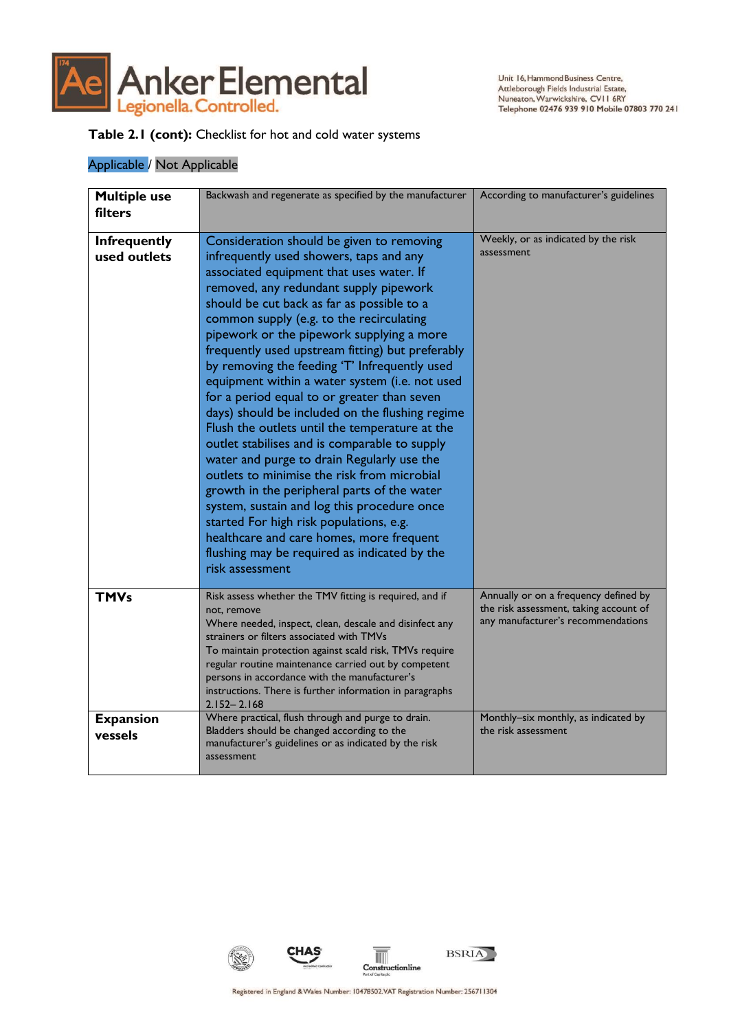**Table 2.1 (cont):** Checklist for hot and cold water systems

Applicable / Not Applicable

| | | |
|---|---|---|
| **Multiple use filters** | Backwash and regenerate as specified by the manufacturer | According to manufacturer's guidelines |
| **Infrequently used outlets** | Consideration should be given to removing infrequently used showers, taps and any associated equipment that uses water. If removed, any redundant supply pipework should be cut back as far as possible to a common supply (e.g. to the recirculating pipework or the pipework supplying a more frequently used upstream fitting) but preferably by removing the feeding 'T' Infrequently used equipment within a water system (i.e. not used for a period equal to or greater than seven days) should be included on the flushing regime Flush the outlets until the temperature at the outlet stabilises and is comparable to supply water and purge to drain Regularly use the outlets to minimise the risk from microbial growth in the peripheral parts of the water system, sustain and log this procedure once started For high risk populations, e.g. healthcare and care homes, more frequent flushing may be required as indicated by the risk assessment | Weekly, or as indicated by the risk assessment |
| **TMVs** | Risk assess whether the TMV fitting is required, and if not, remove<br>Where needed, inspect, clean, descale and disinfect any strainers or filters associated with TMVs<br>To maintain protection against scald risk, TMVs require regular routine maintenance carried out by competent persons in accordance with the manufacturer's instructions. There is further information in paragraphs 2.152– 2.168 | Annually or on a frequency defined by the risk assessment, taking account of any manufacturer's recommendations |
| **Expansion vessels** | Where practical, flush through and purge to drain. Bladders should be changed according to the manufacturer's guidelines or as indicated by the risk assessment | Monthly–six monthly, as indicated by the risk assessment |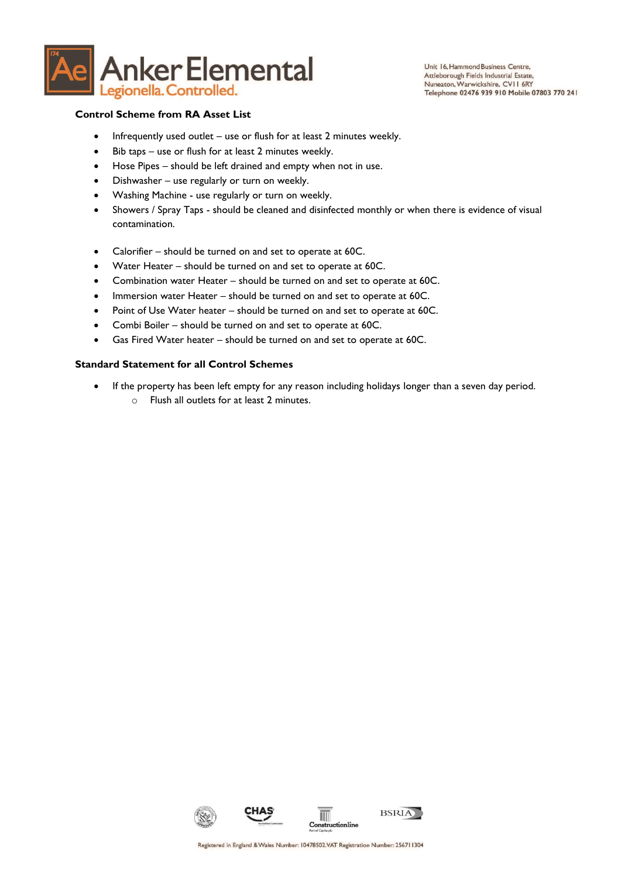**Control Scheme from RA Asset List**

- Infrequently used outlet – use or flush for at least 2 minutes weekly.
- Bib taps – use or flush for at least 2 minutes weekly.
- Hose Pipes – should be left drained and empty when not in use.
- Dishwasher – use regularly or turn on weekly.
- Washing Machine - use regularly or turn on weekly.
- Showers / Spray Taps - should be cleaned and disinfected monthly or when there is evidence of visual contamination.

- Calorifier – should be turned on and set to operate at 60C.
- Water Heater – should be turned on and set to operate at 60C.
- Combination water Heater – should be turned on and set to operate at 60C.
- Immersion water Heater – should be turned on and set to operate at 60C.
- Point of Use Water heater – should be turned on and set to operate at 60C.
- Combi Boiler – should be turned on and set to operate at 60C.
- Gas Fired Water heater – should be turned on and set to operate at 60C.

**Standard Statement for all Control Schemes**

- If the property has been left empty for any reason including holidays longer than a seven day period.
  - Flush all outlets for at least 2 minutes.